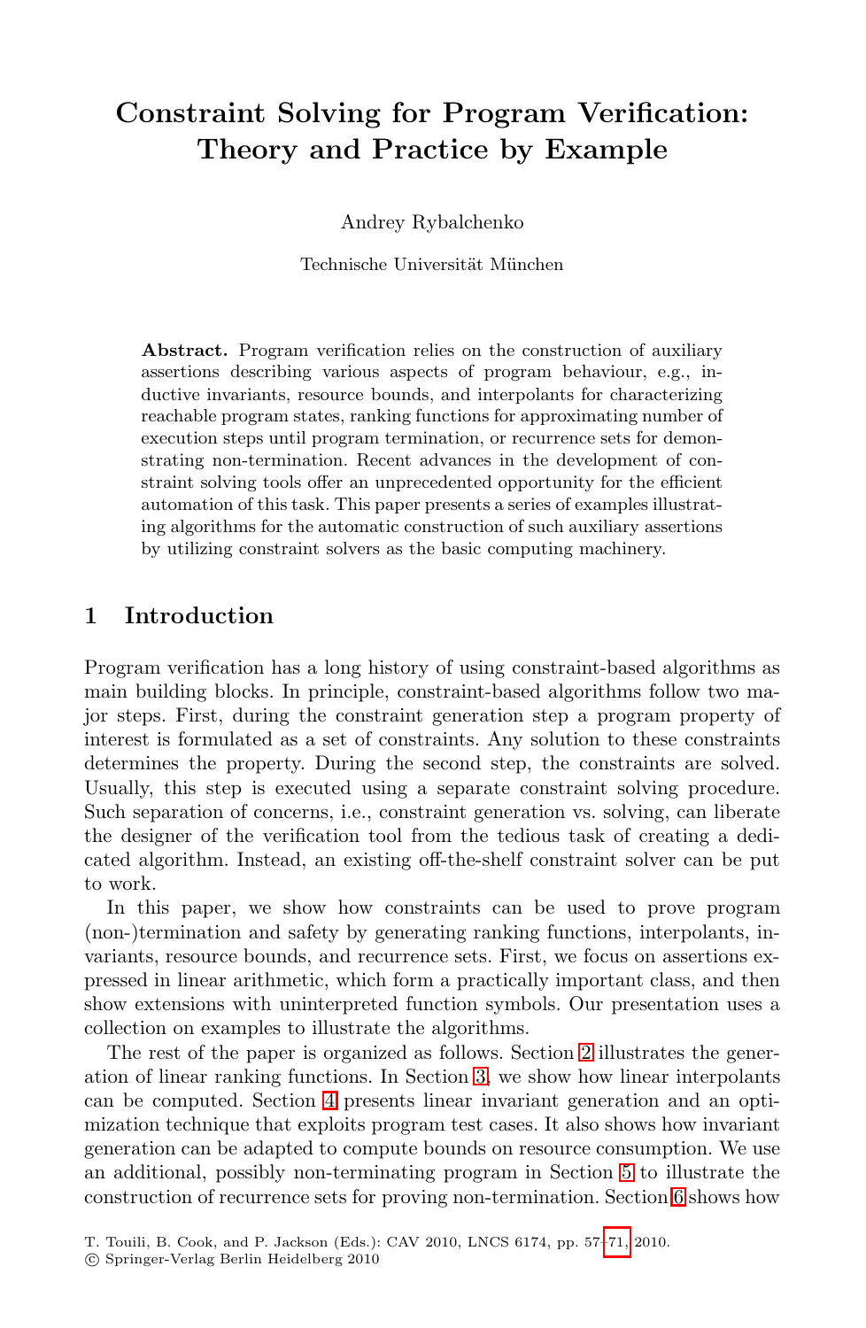# Constraint Solving for Program Verification: Theory and Practice by Example

Andrey Rybalchenko

Technische Universität München

**Abstract.** Program verification relies on the construction of auxiliary assertions describing various aspects of program behaviour, e.g., inductive invariants, resource bounds, and interpolants for characterizing reachable program states, ranking functions for approximating number of execution steps until program termination, or recurrence sets for demonstrating non-termination. Recent advances in the development of constraint solving tools offer an unprecedented opportunity for the efficient automation of this task. This paper presents a series of examples illustrating algorithms for the automatic construction of such auxiliary assertions by utilizing constraint solvers as the basic computing machinery.

## 1 Introduction

Program verification has a long history of using constraint-based algorithms as main building blocks. In principle, constraint-based algorithms follow two major steps. First, during the constraint generation step a program property of interest is formulated as a set of constraints. Any solution to these constraints determines the property. During the second step, the constraints are solved. Usually, this step is executed using a separate constraint solving procedure. Such separation of concerns, i.e., constraint generation vs. solving, can liberate the designer of the verification tool from the tedious task of creating a dedicated algorithm. Instead, an existing off-the-shelf constraint solver can be put to work.

In this paper, we show how constraints can be used to prove program (non-)termination and safety by generating ranking functions, interpolants, invariants, resource bounds, and recurrence sets. First, we focus on assertions expressed in linear arithmetic, which form a practically important class, and then show extensions with uninterpreted function symbols. Our presentation uses a collection on examples to illustrate the algorithms.

The rest of the paper is organized as follows. Section 2 illustrates the generation of linear ranking functions. In Section 3, we show how linear interpolants can be computed. Section 4 presents linear invariant generation and an optimization technique that exploits program test cases. It also shows how invariant generation can be adapted to compute bounds on resource consumption. We use an additional, possibly non-terminating program in Section 5 to illustrate the construction of recurrence sets for proving non-termination. Section 6 shows how

T. Touili, B. Cook, and P. Jackson (Eds.): CAV 2010, LNCS 6174, pp. 57–71, 2010.
© Springer-Verlag Berlin Heidelberg 2010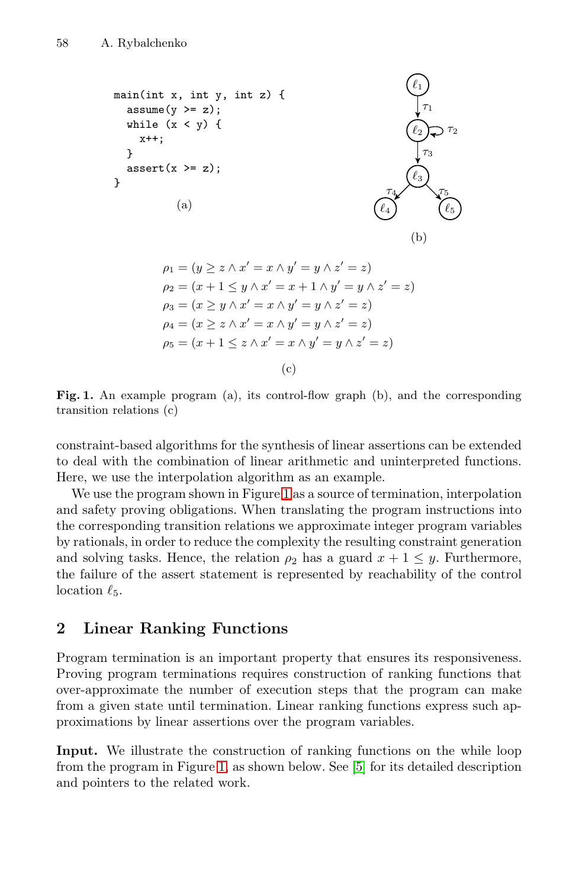```
main(int x, int y, int z) {
  assume(y >= z);
  while (x < y) {
    x++;
  }
  assert(x >= z);
}
```

(a)

(b)

$$
\begin{aligned}
\rho_1 &= (y \geq z \wedge x' = x \wedge y' = y \wedge z' = z)\\
\rho_2 &= (x + 1 \leq y \wedge x' = x + 1 \wedge y' = y \wedge z' = z)\\
\rho_3 &= (x \geq y \wedge x' = x \wedge y' = y \wedge z' = z)\\
\rho_4 &= (x \geq z \wedge x' = x \wedge y' = y \wedge z' = z)\\
\rho_5 &= (x + 1 \leq z \wedge x' = x \wedge y' = y \wedge z' = z)
\end{aligned}
$$

(c)

**Fig. 1.** An example program (a), its control-flow graph (b), and the corresponding transition relations (c)

constraint-based algorithms for the synthesis of linear assertions can be extended to deal with the combination of linear arithmetic and uninterpreted functions. Here, we use the interpolation algorithm as an example.

We use the program shown in Figure 1 as a source of termination, interpolation and safety proving obligations. When translating the program instructions into the corresponding transition relations we approximate integer program variables by rationals, in order to reduce the complexity the resulting constraint generation and solving tasks. Hence, the relation $\rho_2$ has a guard $x + 1 \leq y$. Furthermore, the failure of the assert statement is represented by reachability of the control location $\ell_5$.

## 2 Linear Ranking Functions

Program termination is an important property that ensures its responsiveness. Proving program terminations requires construction of ranking functions that over-approximate the number of execution steps that the program can make from a given state until termination. Linear ranking functions express such approximations by linear assertions over the program variables.

**Input.** We illustrate the construction of ranking functions on the while loop from the program in Figure 1, as shown below. See [5] for its detailed description and pointers to the related work.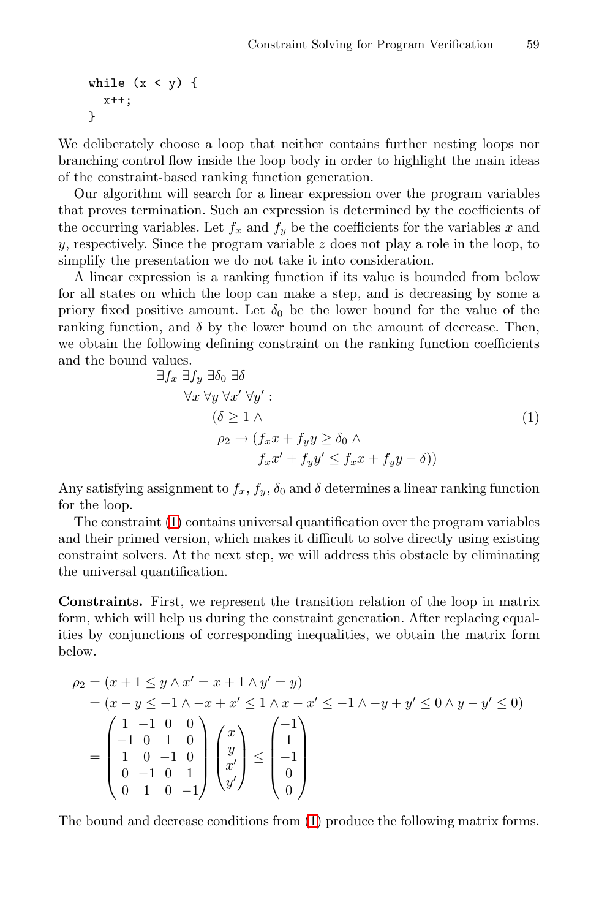```
while (x < y) {
  x++;
}
```

We deliberately choose a loop that neither contains further nesting loops nor branching control flow inside the loop body in order to highlight the main ideas of the constraint-based ranking function generation.

Our algorithm will search for a linear expression over the program variables that proves termination. Such an expression is determined by the coefficients of the occurring variables. Let $f_x$ and $f_y$ be the coefficients for the variables $x$ and $y$, respectively. Since the program variable $z$ does not play a role in the loop, to simplify the presentation we do not take it into consideration.

A linear expression is a ranking function if its value is bounded from below for all states on which the loop can make a step, and is decreasing by some a priory fixed positive amount. Let $\delta_0$ be the lower bound for the value of the ranking function, and $\delta$ by the lower bound on the amount of decrease. Then, we obtain the following defining constraint on the ranking function coefficients and the bound values.

$$
\begin{aligned}
&\exists f_x\ \exists f_y\ \exists \delta_0\ \exists \delta \\
&\quad \forall x\ \forall y\ \forall x'\ \forall y' : \\
&\qquad (\delta \geq 1\ \wedge \\
&\qquad\ \rho_2 \rightarrow (f_x x + f_y y \geq \delta_0\ \wedge \\
&\qquad\qquad f_x x' + f_y y' \leq f_x x + f_y y - \delta))
\end{aligned} \tag{1}
$$

Any satisfying assignment to $f_x$, $f_y$, $\delta_0$ and $\delta$ determines a linear ranking function for the loop.

The constraint (1) contains universal quantification over the program variables and their primed version, which makes it difficult to solve directly using existing constraint solvers. At the next step, we will address this obstacle by eliminating the universal quantification.

**Constraints.** First, we represent the transition relation of the loop in matrix form, which will help us during the constraint generation. After replacing equalities by conjunctions of corresponding inequalities, we obtain the matrix form below.

$$
\begin{aligned}
\rho_2 &= (x + 1 \leq y \wedge x' = x + 1 \wedge y' = y) \\
&= (x - y \leq -1 \wedge -x + x' \leq 1 \wedge x - x' \leq -1 \wedge -y + y' \leq 0 \wedge y - y' \leq 0) \\
&= \begin{pmatrix} 1 & -1 & 0 & 0 \\ -1 & 0 & 1 & 0 \\ 1 & 0 & -1 & 0 \\ 0 & -1 & 0 & 1 \\ 0 & 1 & 0 & -1 \end{pmatrix} \begin{pmatrix} x \\ y \\ x' \\ y' \end{pmatrix} \leq \begin{pmatrix} -1 \\ 1 \\ -1 \\ 0 \\ 0 \end{pmatrix}
\end{aligned}
$$

The bound and decrease conditions from (1) produce the following matrix forms.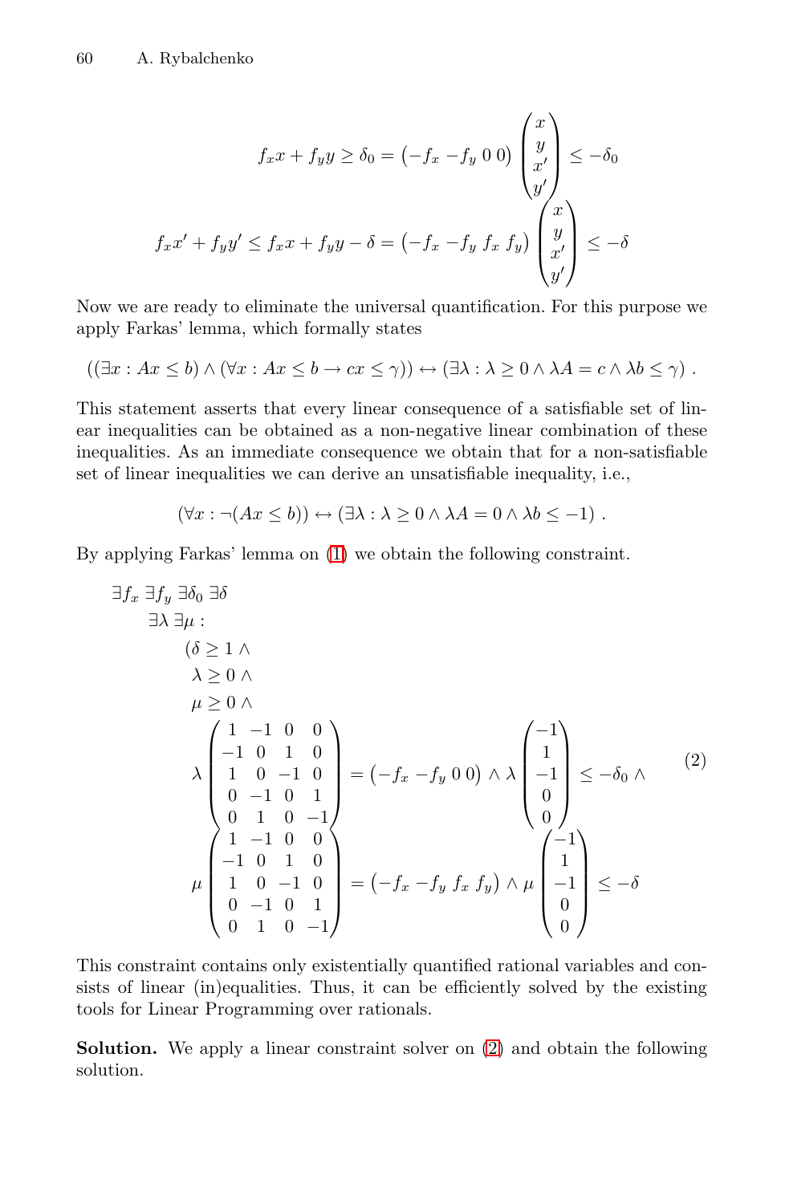$$
f_x x + f_y y \geq \delta_0 = \begin{pmatrix} -f_x & -f_y & 0 & 0 \end{pmatrix} \begin{pmatrix} x \\ y \\ x' \\ y' \end{pmatrix} \leq -\delta_0
$$

$$
f_x x' + f_y y' \leq f_x x + f_y y - \delta = \begin{pmatrix} -f_x & -f_y & f_x & f_y \end{pmatrix} \begin{pmatrix} x \\ y \\ x' \\ y' \end{pmatrix} \leq -\delta
$$

Now we are ready to eliminate the universal quantification. For this purpose we apply Farkas' lemma, which formally states

$$
((\exists x : Ax \leq b) \land (\forall x : Ax \leq b \rightarrow cx \leq \gamma)) \leftrightarrow (\exists \lambda : \lambda \geq 0 \land \lambda A = c \land \lambda b \leq \gamma) \,.
$$

This statement asserts that every linear consequence of a satisfiable set of linear inequalities can be obtained as a non-negative linear combination of these inequalities. As an immediate consequence we obtain that for a non-satisfiable set of linear inequalities we can derive an unsatisfiable inequality, i.e.,

$$
(\forall x : \neg(Ax \leq b)) \leftrightarrow (\exists \lambda : \lambda \geq 0 \land \lambda A = 0 \land \lambda b \leq -1) \,.
$$

By applying Farkas' lemma on (1) we obtain the following constraint.

$$
\begin{aligned}
&\exists f_x \; \exists f_y \; \exists \delta_0 \; \exists \delta \\
&\quad \exists \lambda \; \exists \mu : \\
&\qquad (\delta \geq 1 \land \\
&\qquad \lambda \geq 0 \land \\
&\qquad \mu \geq 0 \land \\
&\qquad \lambda \begin{pmatrix} 1 & -1 & 0 & 0 \\ -1 & 0 & 1 & 0 \\ 1 & 0 & -1 & 0 \\ 0 & -1 & 0 & 1 \\ 0 & 1 & 0 & -1 \end{pmatrix} = \begin{pmatrix} -f_x & -f_y & 0 & 0 \end{pmatrix} \land \lambda \begin{pmatrix} -1 \\ 1 \\ -1 \\ 0 \\ 0 \end{pmatrix} \leq -\delta_0 \land \\
&\qquad \mu \begin{pmatrix} 1 & -1 & 0 & 0 \\ -1 & 0 & 1 & 0 \\ 1 & 0 & -1 & 0 \\ 0 & -1 & 0 & 1 \\ 0 & 1 & 0 & -1 \end{pmatrix} = \begin{pmatrix} -f_x & -f_y & f_x & f_y \end{pmatrix} \land \mu \begin{pmatrix} -1 \\ 1 \\ -1 \\ 0 \\ 0 \end{pmatrix} \leq -\delta
\end{aligned}
\tag{2}
$$

This constraint contains only existentially quantified rational variables and consists of linear (in)equalities. Thus, it can be efficiently solved by the existing tools for Linear Programming over rationals.

**Solution.** We apply a linear constraint solver on (2) and obtain the following solution.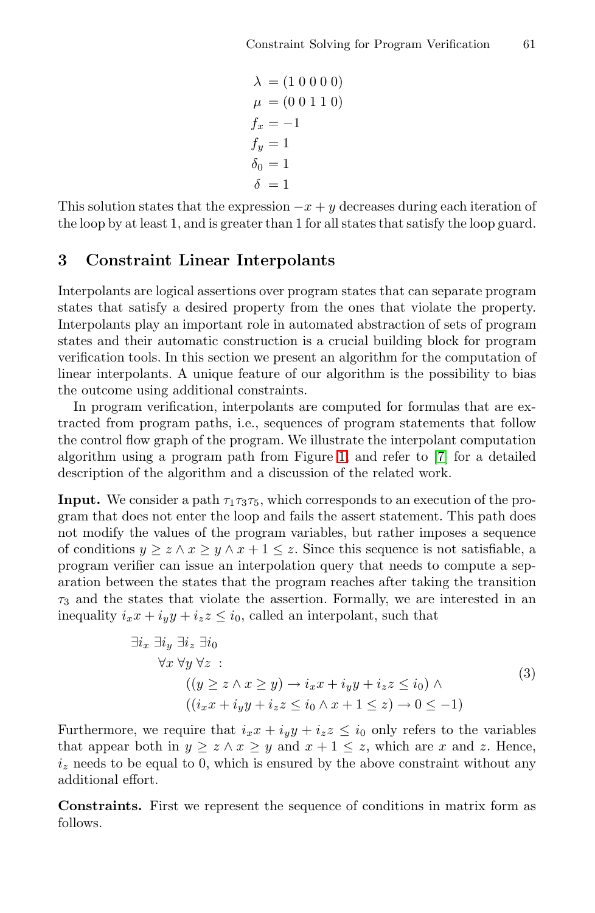$$
\begin{aligned}
\lambda &= (1\ 0\ 0\ 0\ 0) \\
\mu &= (0\ 0\ 1\ 1\ 0) \\
f_x &= -1 \\
f_y &= 1 \\
\delta_0 &= 1 \\
\delta &= 1
\end{aligned}
$$

This solution states that the expression $-x + y$ decreases during each iteration of the loop by at least 1, and is greater than 1 for all states that satisfy the loop guard.

## 3 Constraint Linear Interpolants

Interpolants are logical assertions over program states that can separate program states that satisfy a desired property from the ones that violate the property. Interpolants play an important role in automated abstraction of sets of program states and their automatic construction is a crucial building block for program verification tools. In this section we present an algorithm for the computation of linear interpolants. A unique feature of our algorithm is the possibility to bias the outcome using additional constraints.

In program verification, interpolants are computed for formulas that are extracted from program paths, i.e., sequences of program statements that follow the control flow graph of the program. We illustrate the interpolant computation algorithm using a program path from Figure 1 and refer to [7] for a detailed description of the algorithm and a discussion of the related work.

**Input.** We consider a path $\tau_1\tau_3\tau_5$, which corresponds to an execution of the program that does not enter the loop and fails the assert statement. This path does not modify the values of the program variables, but rather imposes a sequence of conditions $y \geq z \wedge x \geq y \wedge x + 1 \leq z$. Since this sequence is not satisfiable, a program verifier can issue an interpolation query that needs to compute a separation between the states that the program reaches after taking the transition $\tau_3$ and the states that violate the assertion. Formally, we are interested in an inequality $i_x x + i_y y + i_z z \leq i_0$, called an interpolant, such that

$$
\begin{aligned}
&\exists i_x\ \exists i_y\ \exists i_z\ \exists i_0 \\
&\quad \forall x\ \forall y\ \forall z\ : \\
&\quad\quad ((y \geq z \wedge x \geq y) \rightarrow i_x x + i_y y + i_z z \leq i_0) \wedge \\
&\quad\quad ((i_x x + i_y y + i_z z \leq i_0 \wedge x + 1 \leq z) \rightarrow 0 \leq -1)
\end{aligned}
\tag{3}
$$

Furthermore, we require that $i_x x + i_y y + i_z z \leq i_0$ only refers to the variables that appear both in $y \geq z \wedge x \geq y$ and $x + 1 \leq z$, which are $x$ and $z$. Hence, $i_z$ needs to be equal to 0, which is ensured by the above constraint without any additional effort.

**Constraints.** First we represent the sequence of conditions in matrix form as follows.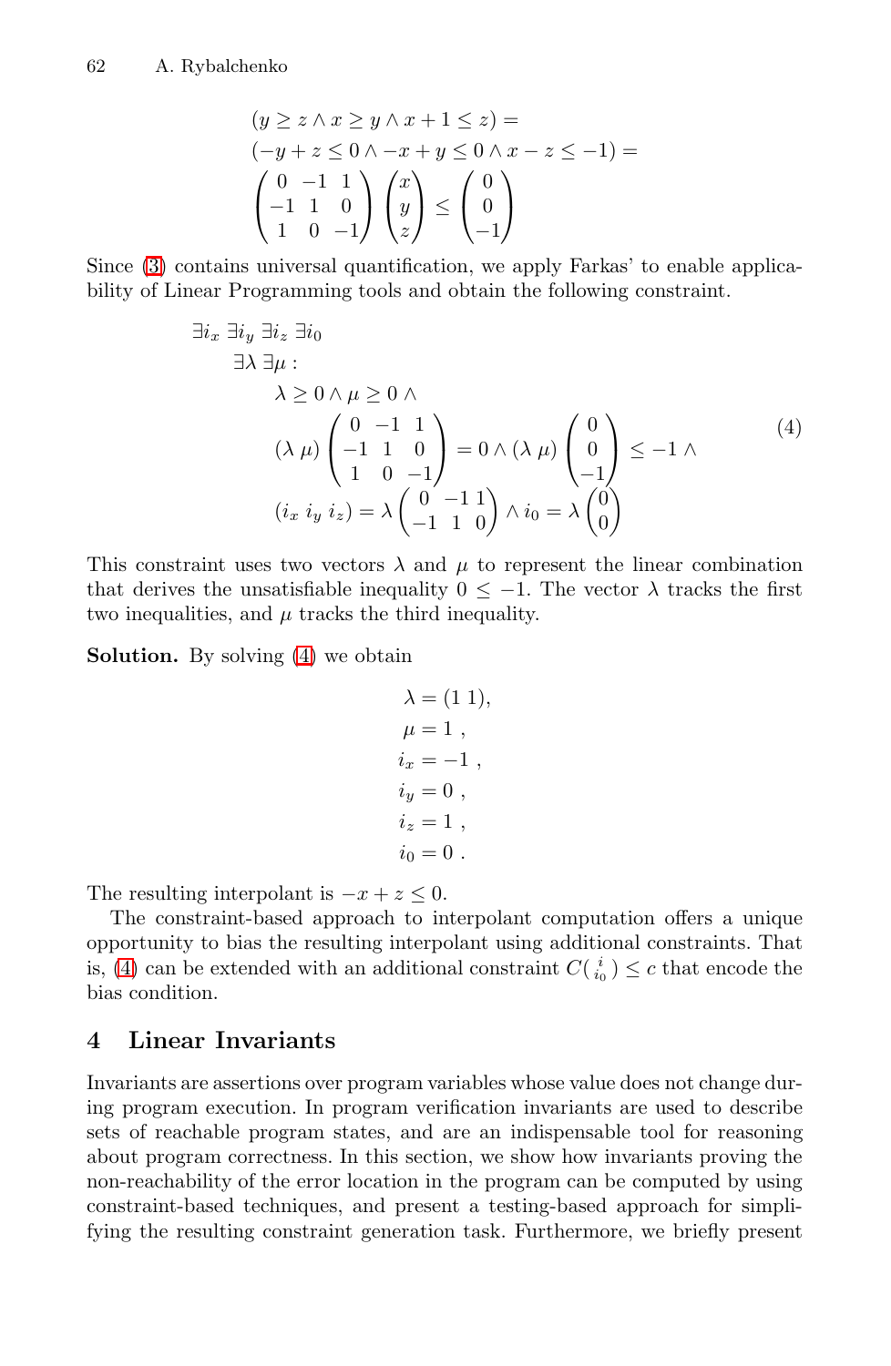$$
\begin{aligned}
&(y \geq z \wedge x \geq y \wedge x + 1 \leq z) = \\
&(-y + z \leq 0 \wedge -x + y \leq 0 \wedge x - z \leq -1) = \\
&\begin{pmatrix} 0 & -1 & 1 \\ -1 & 1 & 0 \\ 1 & 0 & -1 \end{pmatrix} \begin{pmatrix} x \\ y \\ z \end{pmatrix} \leq \begin{pmatrix} 0 \\ 0 \\ -1 \end{pmatrix}
\end{aligned}
$$

Since (3) contains universal quantification, we apply Farkas' to enable applicability of Linear Programming tools and obtain the following constraint.

$$
\begin{aligned}
&\exists i_x \ \exists i_y \ \exists i_z \ \exists i_0 \\
&\quad \exists \lambda \ \exists \mu : \\
&\quad\quad \lambda \geq 0 \wedge \mu \geq 0 \wedge \\
&\quad\quad (\lambda \ \mu) \begin{pmatrix} 0 & -1 & 1 \\ -1 & 1 & 0 \\ 1 & 0 & -1 \end{pmatrix} = 0 \wedge (\lambda \ \mu) \begin{pmatrix} 0 \\ 0 \\ -1 \end{pmatrix} \leq -1 \wedge \\
&\quad\quad (i_x \ i_y \ i_z) = \lambda \begin{pmatrix} 0 & -1 & 1 \\ -1 & 1 & 0 \end{pmatrix} \wedge i_0 = \lambda \begin{pmatrix} 0 \\ 0 \end{pmatrix}
\end{aligned}
\tag{4}
$$

This constraint uses two vectors $\lambda$ and $\mu$ to represent the linear combination that derives the unsatisfiable inequality $0 \leq -1$. The vector $\lambda$ tracks the first two inequalities, and $\mu$ tracks the third inequality.

**Solution.** By solving (4) we obtain

$$
\begin{aligned}
\lambda &= (1 \ 1), \\
\mu &= 1 \ , \\
i_x &= -1 \ , \\
i_y &= 0 \ , \\
i_z &= 1 \ , \\
i_0 &= 0 \ .
\end{aligned}
$$

The resulting interpolant is $-x + z \leq 0$.

The constraint-based approach to interpolant computation offers a unique opportunity to bias the resulting interpolant using additional constraints. That is, (4) can be extended with an additional constraint $C(\begin{smallmatrix} i \\ i_0 \end{smallmatrix}) \leq c$ that encode the bias condition.

## 4 Linear Invariants

Invariants are assertions over program variables whose value does not change during program execution. In program verification invariants are used to describe sets of reachable program states, and are an indispensable tool for reasoning about program correctness. In this section, we show how invariants proving the non-reachability of the error location in the program can be computed by using constraint-based techniques, and present a testing-based approach for simplifying the resulting constraint generation task. Furthermore, we briefly present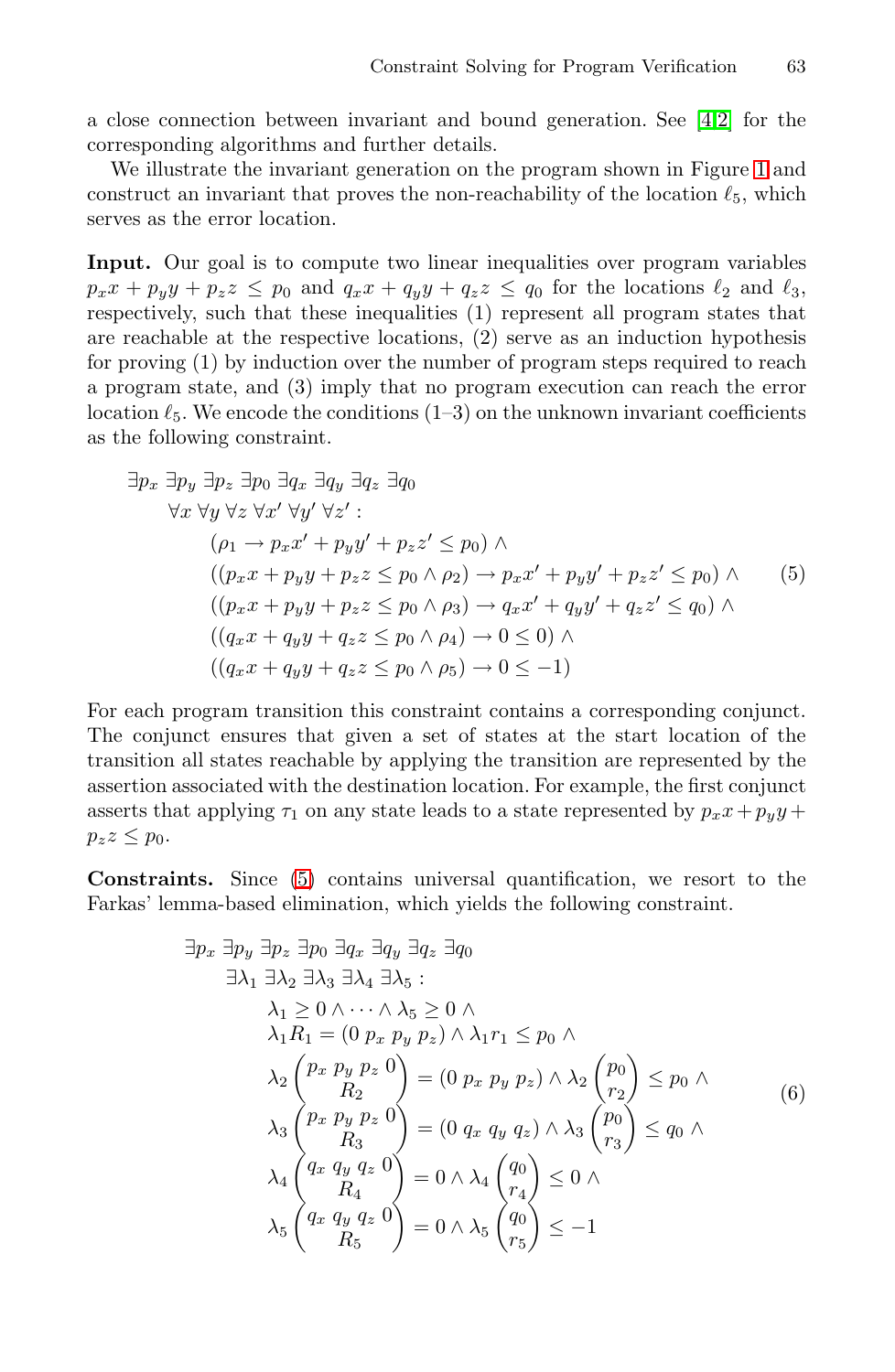a close connection between invariant and bound generation. See [4,2] for the corresponding algorithms and further details.

We illustrate the invariant generation on the program shown in Figure 1 and construct an invariant that proves the non-reachability of the location $\ell_5$, which serves as the error location.

**Input.** Our goal is to compute two linear inequalities over program variables $p_x x + p_y y + p_z z \leq p_0$ and $q_x x + q_y y + q_z z \leq q_0$ for the locations $\ell_2$ and $\ell_3$, respectively, such that these inequalities (1) represent all program states that are reachable at the respective locations, (2) serve as an induction hypothesis for proving (1) by induction over the number of program steps required to reach a program state, and (3) imply that no program execution can reach the error location $\ell_5$. We encode the conditions (1–3) on the unknown invariant coefficients as the following constraint.

$$
\begin{aligned}
&\exists p_x\, \exists p_y\, \exists p_z\, \exists p_0\, \exists q_x\, \exists q_y\, \exists q_z\, \exists q_0 \\
&\quad \forall x\, \forall y\, \forall z\, \forall x'\, \forall y'\, \forall z' : \\
&\qquad (\rho_1 \rightarrow p_x x' + p_y y' + p_z z' \leq p_0) \wedge \\
&\qquad ((p_x x + p_y y + p_z z \leq p_0 \wedge \rho_2) \rightarrow p_x x' + p_y y' + p_z z' \leq p_0) \wedge \\
&\qquad ((p_x x + p_y y + p_z z \leq p_0 \wedge \rho_3) \rightarrow q_x x' + q_y y' + q_z z' \leq q_0) \wedge \\
&\qquad ((q_x x + q_y y + q_z z \leq p_0 \wedge \rho_4) \rightarrow 0 \leq 0) \wedge \\
&\qquad ((q_x x + q_y y + q_z z \leq p_0 \wedge \rho_5) \rightarrow 0 \leq -1)
\end{aligned}
\tag{5}
$$

For each program transition this constraint contains a corresponding conjunct. The conjunct ensures that given a set of states at the start location of the transition all states reachable by applying the transition are represented by the assertion associated with the destination location. For example, the first conjunct asserts that applying $\tau_1$ on any state leads to a state represented by $p_x x + p_y y + p_z z \leq p_0$.

**Constraints.** Since (5) contains universal quantification, we resort to the Farkas' lemma-based elimination, which yields the following constraint.

$$
\begin{aligned}
&\exists p_x\, \exists p_y\, \exists p_z\, \exists p_0\, \exists q_x\, \exists q_y\, \exists q_z\, \exists q_0 \\
&\quad \exists \lambda_1\, \exists \lambda_2\, \exists \lambda_3\, \exists \lambda_4\, \exists \lambda_5 : \\
&\qquad \lambda_1 \geq 0 \wedge \cdots \wedge \lambda_5 \geq 0 \wedge \\
&\qquad \lambda_1 R_1 = (0\ p_x\ p_y\ p_z) \wedge \lambda_1 r_1 \leq p_0 \wedge \\
&\qquad \lambda_2 \begin{pmatrix} p_x\ p_y\ p_z\ 0 \\ R_2 \end{pmatrix} = (0\ p_x\ p_y\ p_z) \wedge \lambda_2 \begin{pmatrix} p_0 \\ r_2 \end{pmatrix} \leq p_0 \wedge \\
&\qquad \lambda_3 \begin{pmatrix} p_x\ p_y\ p_z\ 0 \\ R_3 \end{pmatrix} = (0\ q_x\ q_y\ q_z) \wedge \lambda_3 \begin{pmatrix} p_0 \\ r_3 \end{pmatrix} \leq q_0 \wedge \\
&\qquad \lambda_4 \begin{pmatrix} q_x\ q_y\ q_z\ 0 \\ R_4 \end{pmatrix} = 0 \wedge \lambda_4 \begin{pmatrix} q_0 \\ r_4 \end{pmatrix} \leq 0 \wedge \\
&\qquad \lambda_5 \begin{pmatrix} q_x\ q_y\ q_z\ 0 \\ R_5 \end{pmatrix} = 0 \wedge \lambda_5 \begin{pmatrix} q_0 \\ r_5 \end{pmatrix} \leq -1
\end{aligned}
\tag{6}
$$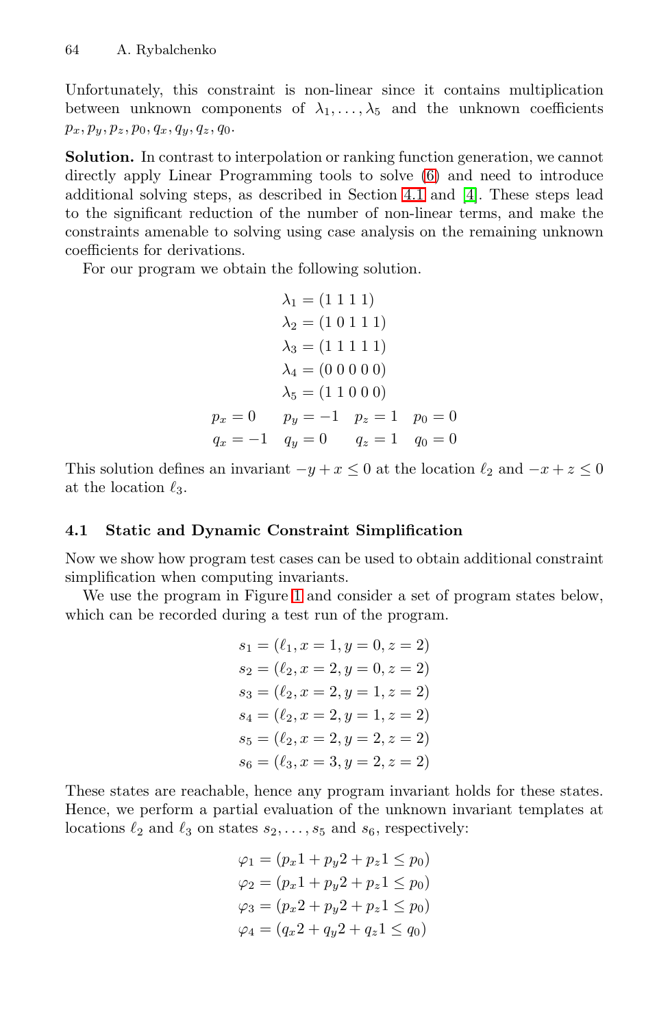Unfortunately, this constraint is non-linear since it contains multiplication between unknown components of $\lambda_1, \ldots, \lambda_5$ and the unknown coefficients $p_x, p_y, p_z, p_0, q_x, q_y, q_z, q_0$.

**Solution.** In contrast to interpolation or ranking function generation, we cannot directly apply Linear Programming tools to solve (6) and need to introduce additional solving steps, as described in Section 4.1 and [4]. These steps lead to the significant reduction of the number of non-linear terms, and make the constraints amenable to solving using case analysis on the remaining unknown coefficients for derivations.

For our program we obtain the following solution.

$$
\begin{aligned}
\lambda_1 &= (1\ 1\ 1\ 1) \\
\lambda_2 &= (1\ 0\ 1\ 1\ 1) \\
\lambda_3 &= (1\ 1\ 1\ 1\ 1) \\
\lambda_4 &= (0\ 0\ 0\ 0\ 0) \\
\lambda_5 &= (1\ 1\ 0\ 0\ 0)
\end{aligned}
$$

$$
\begin{array}{llll}
p_x = 0 & p_y = -1 & p_z = 1 & p_0 = 0 \\
q_x = -1 & q_y = 0 & q_z = 1 & q_0 = 0
\end{array}
$$

This solution defines an invariant $-y + x \leq 0$ at the location $\ell_2$ and $-x + z \leq 0$ at the location $\ell_3$.

### 4.1 Static and Dynamic Constraint Simplification

Now we show how program test cases can be used to obtain additional constraint simplification when computing invariants.

We use the program in Figure 1 and consider a set of program states below, which can be recorded during a test run of the program.

$$
\begin{aligned}
s_1 &= (\ell_1, x = 1, y = 0, z = 2) \\
s_2 &= (\ell_2, x = 2, y = 0, z = 2) \\
s_3 &= (\ell_2, x = 2, y = 1, z = 2) \\
s_4 &= (\ell_2, x = 2, y = 1, z = 2) \\
s_5 &= (\ell_2, x = 2, y = 2, z = 2) \\
s_6 &= (\ell_3, x = 3, y = 2, z = 2)
\end{aligned}
$$

These states are reachable, hence any program invariant holds for these states. Hence, we perform a partial evaluation of the unknown invariant templates at locations $\ell_2$ and $\ell_3$ on states $s_2, \ldots, s_5$ and $s_6$, respectively:

$$
\begin{aligned}
\varphi_1 &= (p_x 1 + p_y 2 + p_z 1 \leq p_0) \\
\varphi_2 &= (p_x 1 + p_y 2 + p_z 1 \leq p_0) \\
\varphi_3 &= (p_x 2 + p_y 2 + p_z 1 \leq p_0) \\
\varphi_4 &= (q_x 2 + q_y 2 + q_z 1 \leq q_0)
\end{aligned}
$$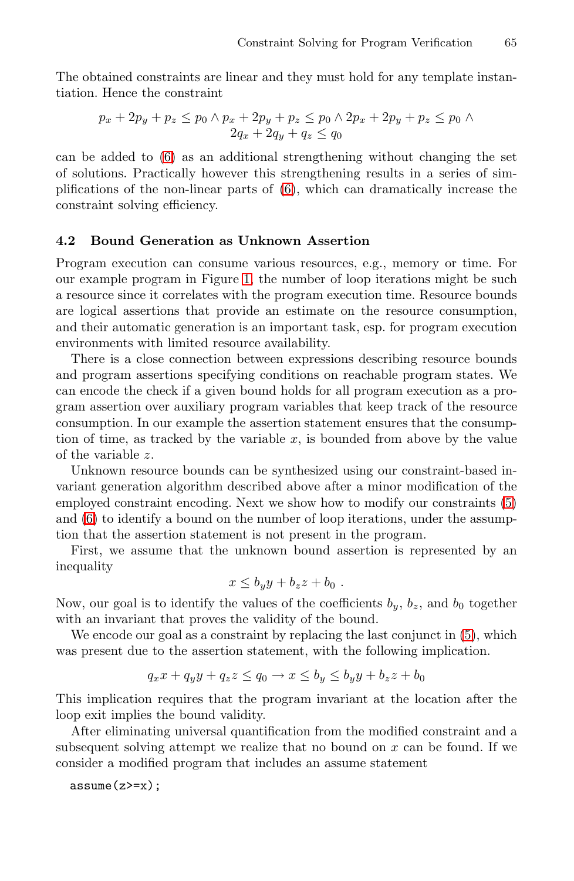The obtained constraints are linear and they must hold for any template instantiation. Hence the constraint

$$p_x + 2p_y + p_z \leq p_0 \wedge p_x + 2p_y + p_z \leq p_0 \wedge 2p_x + 2p_y + p_z \leq p_0 \wedge \\ 2q_x + 2q_y + q_z \leq q_0$$

can be added to (6) as an additional strengthening without changing the set of solutions. Practically however this strengthening results in a series of simplifications of the non-linear parts of (6), which can dramatically increase the constraint solving efficiency.

### 4.2 Bound Generation as Unknown Assertion

Program execution can consume various resources, e.g., memory or time. For our example program in Figure 1, the number of loop iterations might be such a resource since it correlates with the program execution time. Resource bounds are logical assertions that provide an estimate on the resource consumption, and their automatic generation is an important task, esp. for program execution environments with limited resource availability.

There is a close connection between expressions describing resource bounds and program assertions specifying conditions on reachable program states. We can encode the check if a given bound holds for all program execution as a program assertion over auxiliary program variables that keep track of the resource consumption. In our example the assertion statement ensures that the consumption of time, as tracked by the variable $x$, is bounded from above by the value of the variable $z$.

Unknown resource bounds can be synthesized using our constraint-based invariant generation algorithm described above after a minor modification of the employed constraint encoding. Next we show how to modify our constraints (5) and (6) to identify a bound on the number of loop iterations, under the assumption that the assertion statement is not present in the program.

First, we assume that the unknown bound assertion is represented by an inequality

$$x \leq b_y y + b_z z + b_0 \ .$$

Now, our goal is to identify the values of the coefficients $b_y$, $b_z$, and $b_0$ together with an invariant that proves the validity of the bound.

We encode our goal as a constraint by replacing the last conjunct in (5), which was present due to the assertion statement, with the following implication.

$$q_x x + q_y y + q_z z \leq q_0 \rightarrow x \leq b_y \leq b_y y + b_z z + b_0$$

This implication requires that the program invariant at the location after the loop exit implies the bound validity.

After eliminating universal quantification from the modified constraint and a subsequent solving attempt we realize that no bound on $x$ can be found. If we consider a modified program that includes an assume statement

```
assume(z>=x);
```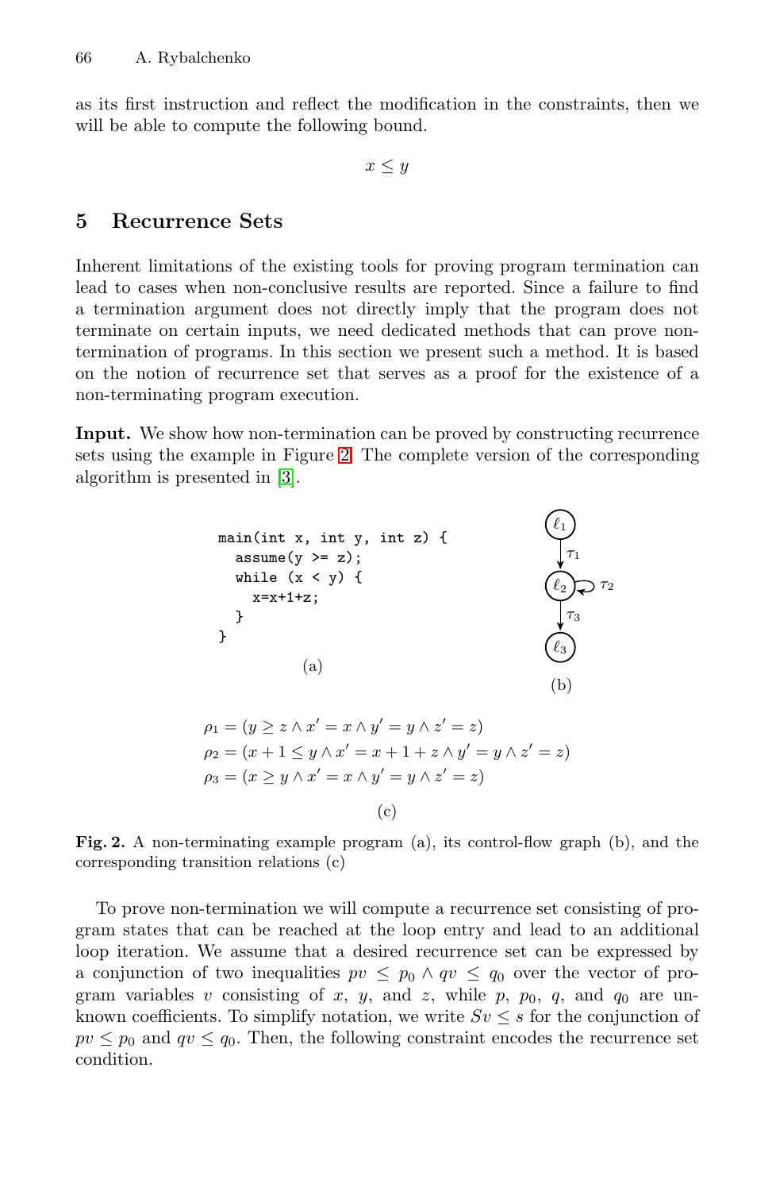as its first instruction and reflect the modification in the constraints, then we will be able to compute the following bound.

$$x \leq y$$

## 5 Recurrence Sets

Inherent limitations of the existing tools for proving program termination can lead to cases when non-conclusive results are reported. Since a failure to find a termination argument does not directly imply that the program does not terminate on certain inputs, we need dedicated methods that can prove non-termination of programs. In this section we present such a method. It is based on the notion of recurrence set that serves as a proof for the existence of a non-terminating program execution.

**Input.** We show how non-termination can be proved by constructing recurrence sets using the example in Figure 2. The complete version of the corresponding algorithm is presented in [3].

```
main(int x, int y, int z) {
  assume(y >= z);
  while (x < y) {
    x=x+1+z;
  }
}
```

(a)

$\ell_1 \xrightarrow{\tau_1} \ell_2$, $\ell_2 \xrightarrow{\tau_2} \ell_2$, $\ell_2 \xrightarrow{\tau_3} \ell_3$

(b)

$$\rho_1 = (y \geq z \wedge x' = x \wedge y' = y \wedge z' = z)$$
$$\rho_2 = (x + 1 \leq y \wedge x' = x + 1 + z \wedge y' = y \wedge z' = z)$$
$$\rho_3 = (x \geq y \wedge x' = x \wedge y' = y \wedge z' = z)$$

(c)

**Fig. 2.** A non-terminating example program (a), its control-flow graph (b), and the corresponding transition relations (c)

To prove non-termination we will compute a recurrence set consisting of program states that can be reached at the loop entry and lead to an additional loop iteration. We assume that a desired recurrence set can be expressed by a conjunction of two inequalities $pv \leq p_0 \wedge qv \leq q_0$ over the vector of program variables $v$ consisting of $x$, $y$, and $z$, while $p$, $p_0$, $q$, and $q_0$ are unknown coefficients. To simplify notation, we write $Sv \leq s$ for the conjunction of $pv \leq p_0$ and $qv \leq q_0$. Then, the following constraint encodes the recurrence set condition.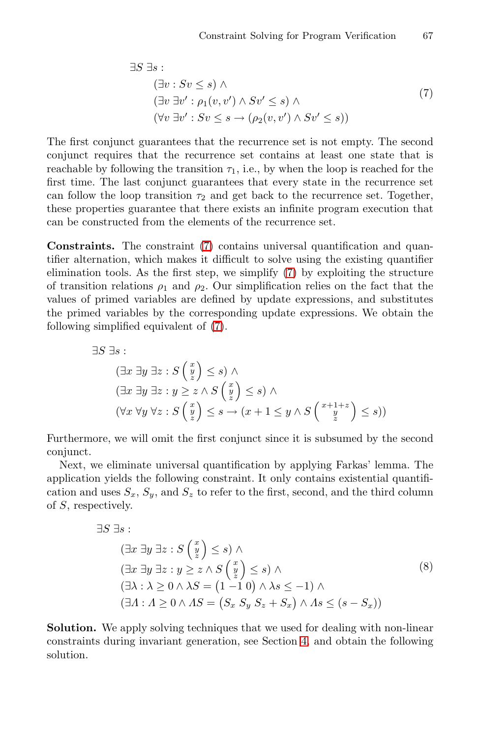$$
\begin{aligned}
&\exists S\ \exists s : \\
&\qquad (\exists v : Sv \leq s) \land \\
&\qquad (\exists v\ \exists v' : \rho_1(v, v') \land Sv' \leq s) \land \\
&\qquad (\forall v\ \exists v' : Sv \leq s \rightarrow (\rho_2(v, v') \land Sv' \leq s))
\end{aligned} \tag{7}
$$

The first conjunct guarantees that the recurrence set is not empty. The second conjunct requires that the recurrence set contains at least one state that is reachable by following the transition $\tau_1$, i.e., by when the loop is reached for the first time. The last conjunct guarantees that every state in the recurrence set can follow the loop transition $\tau_2$ and get back to the recurrence set. Together, these properties guarantee that there exists an infinite program execution that can be constructed from the elements of the recurrence set.

**Constraints.** The constraint (7) contains universal quantification and quantifier alternation, which makes it difficult to solve using the existing quantifier elimination tools. As the first step, we simplify (7) by exploiting the structure of transition relations $\rho_1$ and $\rho_2$. Our simplification relies on the fact that the values of primed variables are defined by update expressions, and substitutes the primed variables by the corresponding update expressions. We obtain the following simplified equivalent of (7).

$$
\begin{aligned}
&\exists S\ \exists s : \\
&\qquad (\exists x\ \exists y\ \exists z : S \begin{pmatrix} x \\ y \\ z \end{pmatrix} \leq s) \land \\
&\qquad (\exists x\ \exists y\ \exists z : y \geq z \land S \begin{pmatrix} x \\ y \\ z \end{pmatrix} \leq s) \land \\
&\qquad (\forall x\ \forall y\ \forall z : S \begin{pmatrix} x \\ y \\ z \end{pmatrix} \leq s \rightarrow (x + 1 \leq y \land S \begin{pmatrix} x+1+z \\ y \\ z \end{pmatrix} \leq s))
\end{aligned}
$$

Furthermore, we will omit the first conjunct since it is subsumed by the second conjunct.

Next, we eliminate universal quantification by applying Farkas' lemma. The application yields the following constraint. It only contains existential quantification and uses $S_x$, $S_y$, and $S_z$ to refer to the first, second, and the third column of $S$, respectively.

$$
\begin{aligned}
&\exists S\ \exists s : \\
&\qquad (\exists x\ \exists y\ \exists z : S \begin{pmatrix} x \\ y \\ z \end{pmatrix} \leq s) \land \\
&\qquad (\exists x\ \exists y\ \exists z : y \geq z \land S \begin{pmatrix} x \\ y \\ z \end{pmatrix} \leq s) \land \\
&\qquad (\exists \lambda : \lambda \geq 0 \land \lambda S = \begin{pmatrix} 1 & -1 & 0 \end{pmatrix} \land \lambda s \leq -1) \land \\
&\qquad (\exists \Lambda : \Lambda \geq 0 \land \Lambda S = \begin{pmatrix} S_x & S_y & S_z + S_x \end{pmatrix} \land \Lambda s \leq (s - S_x))
\end{aligned} \tag{8}
$$

**Solution.** We apply solving techniques that we used for dealing with non-linear constraints during invariant generation, see Section 4, and obtain the following solution.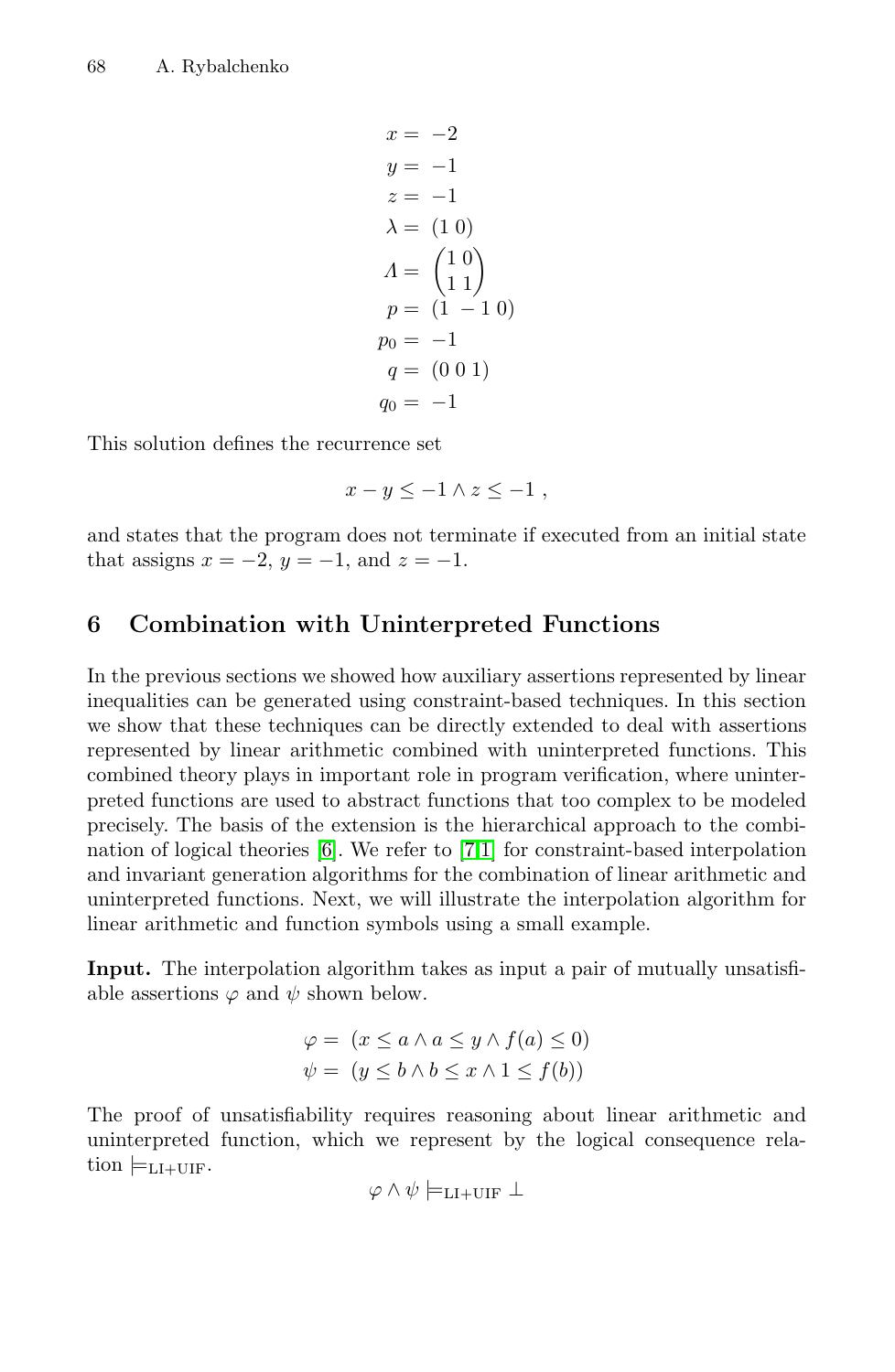$$
\begin{aligned}
x &= -2 \\
y &= -1 \\
z &= -1 \\
\lambda &= (1\ 0) \\
\Lambda &= \begin{pmatrix} 1\ 0 \\ 1\ 1 \end{pmatrix} \\
p &= (1\ -1\ 0) \\
p_0 &= -1 \\
q &= (0\ 0\ 1) \\
q_0 &= -1
\end{aligned}
$$

This solution defines the recurrence set

$$
x - y \leq -1 \wedge z \leq -1 \ ,
$$

and states that the program does not terminate if executed from an initial state that assigns $x = -2$, $y = -1$, and $z = -1$.

## 6 Combination with Uninterpreted Functions

In the previous sections we showed how auxiliary assertions represented by linear inequalities can be generated using constraint-based techniques. In this section we show that these techniques can be directly extended to deal with assertions represented by linear arithmetic combined with uninterpreted functions. This combined theory plays in important role in program verification, where uninterpreted functions are used to abstract functions that too complex to be modeled precisely. The basis of the extension is the hierarchical approach to the combination of logical theories [6]. We refer to [7,1] for constraint-based interpolation and invariant generation algorithms for the combination of linear arithmetic and uninterpreted functions. Next, we will illustrate the interpolation algorithm for linear arithmetic and function symbols using a small example.

**Input.** The interpolation algorithm takes as input a pair of mutually unsatisfiable assertions $\varphi$ and $\psi$ shown below.

$$
\begin{aligned}
\varphi &= (x \leq a \wedge a \leq y \wedge f(a) \leq 0) \\
\psi &= (y \leq b \wedge b \leq x \wedge 1 \leq f(b))
\end{aligned}
$$

The proof of unsatisfiability requires reasoning about linear arithmetic and uninterpreted function, which we represent by the logical consequence relation $\models_{\text{LI+UIF}}$.

$$
\varphi \wedge \psi \models_{\text{LI+UIF}} \perp
$$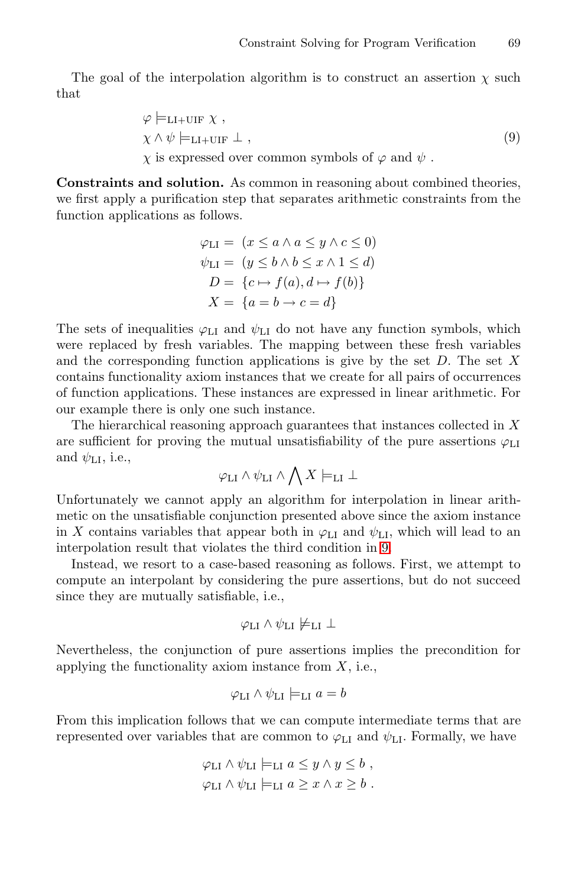The goal of the interpolation algorithm is to construct an assertion $\chi$ such that

$$
\begin{aligned}
&\varphi \models_{\mathrm{LI+UIF}} \chi \ , \\
&\chi \wedge \psi \models_{\mathrm{LI+UIF}} \bot \ , \\
&\chi \text{ is expressed over common symbols of } \varphi \text{ and } \psi \ .
\end{aligned}
\tag{9}
$$

**Constraints and solution.** As common in reasoning about combined theories, we first apply a purification step that separates arithmetic constraints from the function applications as follows.

$$
\begin{aligned}
\varphi_{\mathrm{LI}} &= (x \leq a \wedge a \leq y \wedge c \leq 0) \\
\psi_{\mathrm{LI}} &= (y \leq b \wedge b \leq x \wedge 1 \leq d) \\
D &= \{c \mapsto f(a), d \mapsto f(b)\} \\
X &= \{a = b \rightarrow c = d\}
\end{aligned}
$$

The sets of inequalities $\varphi_{\mathrm{LI}}$ and $\psi_{\mathrm{LI}}$ do not have any function symbols, which were replaced by fresh variables. The mapping between these fresh variables and the corresponding function applications is give by the set $D$. The set $X$ contains functionality axiom instances that we create for all pairs of occurrences of function applications. These instances are expressed in linear arithmetic. For our example there is only one such instance.

The hierarchical reasoning approach guarantees that instances collected in $X$ are sufficient for proving the mutual unsatisfiability of the pure assertions $\varphi_{\mathrm{LI}}$ and $\psi_{\mathrm{LI}}$, i.e.,

$$
\varphi_{\mathrm{LI}} \wedge \psi_{\mathrm{LI}} \wedge \bigwedge X \models_{\mathrm{LI}} \bot
$$

Unfortunately we cannot apply an algorithm for interpolation in linear arithmetic on the unsatisfiable conjunction presented above since the axiom instance in $X$ contains variables that appear both in $\varphi_{\mathrm{LI}}$ and $\psi_{\mathrm{LI}}$, which will lead to an interpolation result that violates the third condition in 9.

Instead, we resort to a case-based reasoning as follows. First, we attempt to compute an interpolant by considering the pure assertions, but do not succeed since they are mutually satisfiable, i.e.,

$$
\varphi_{\mathrm{LI}} \wedge \psi_{\mathrm{LI}} \not\models_{\mathrm{LI}} \bot
$$

Nevertheless, the conjunction of pure assertions implies the precondition for applying the functionality axiom instance from $X$, i.e.,

$$
\varphi_{\mathrm{LI}} \wedge \psi_{\mathrm{LI}} \models_{\mathrm{LI}} a = b
$$

From this implication follows that we can compute intermediate terms that are represented over variables that are common to $\varphi_{\mathrm{LI}}$ and $\psi_{\mathrm{LI}}$. Formally, we have

$$
\begin{aligned}
\varphi_{\mathrm{LI}} \wedge \psi_{\mathrm{LI}} &\models_{\mathrm{LI}} a \leq y \wedge y \leq b \ , \\
\varphi_{\mathrm{LI}} \wedge \psi_{\mathrm{LI}} &\models_{\mathrm{LI}} a \geq x \wedge x \geq b \ .
\end{aligned}
$$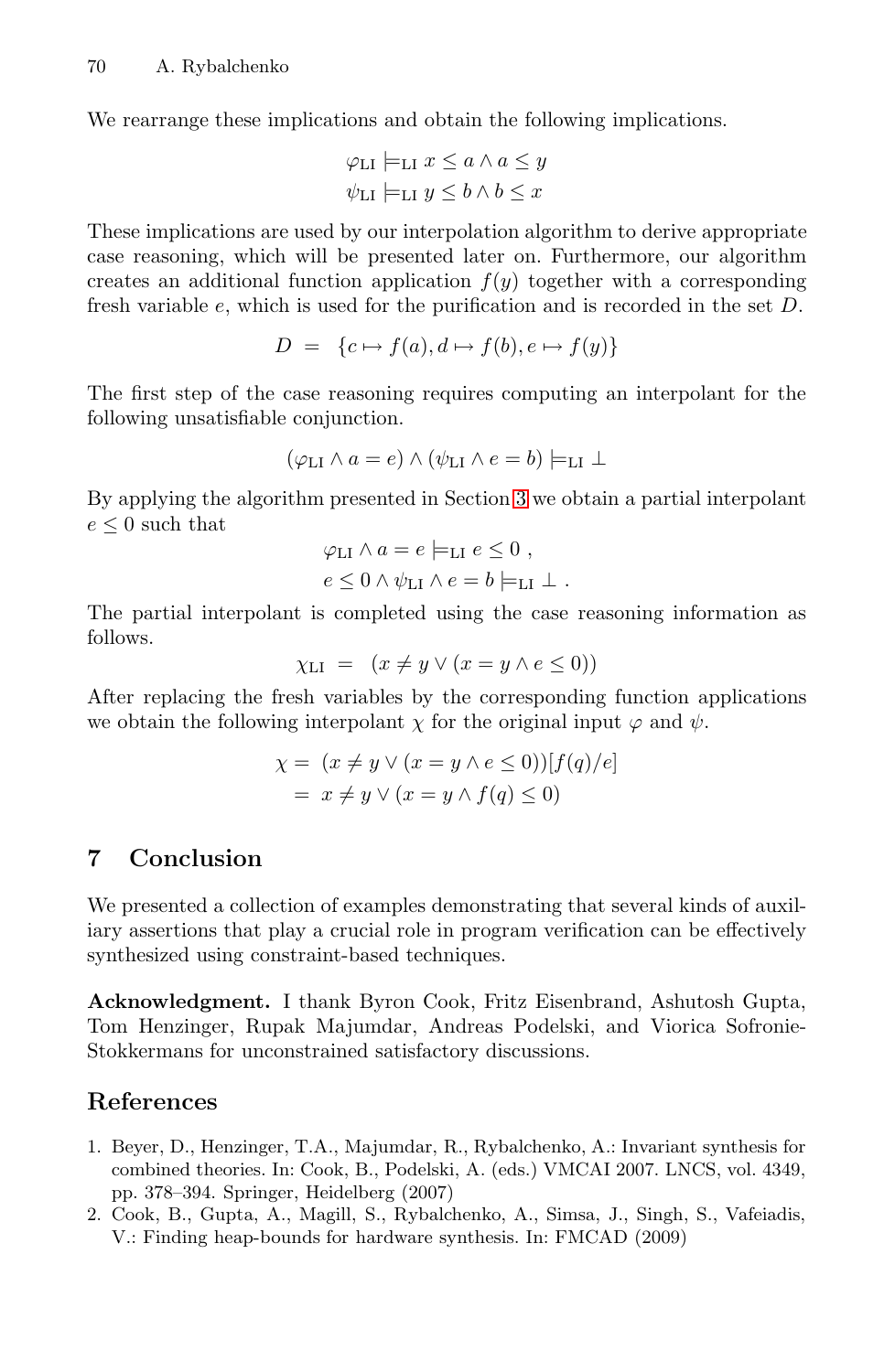We rearrange these implications and obtain the following implications.

$$\varphi_{\mathrm{LI}} \models_{\mathrm{LI}} x \leq a \wedge a \leq y$$
$$\psi_{\mathrm{LI}} \models_{\mathrm{LI}} y \leq b \wedge b \leq x$$

These implications are used by our interpolation algorithm to derive appropriate case reasoning, which will be presented later on. Furthermore, our algorithm creates an additional function application $f(y)$ together with a corresponding fresh variable $e$, which is used for the purification and is recorded in the set $D$.

$$D \;=\; \{c \mapsto f(a), d \mapsto f(b), e \mapsto f(y)\}$$

The first step of the case reasoning requires computing an interpolant for the following unsatisfiable conjunction.

$$(\varphi_{\mathrm{LI}} \wedge a = e) \wedge (\psi_{\mathrm{LI}} \wedge e = b) \models_{\mathrm{LI}} \bot$$

By applying the algorithm presented in Section 3 we obtain a partial interpolant $e \leq 0$ such that

$$\varphi_{\mathrm{LI}} \wedge a = e \models_{\mathrm{LI}} e \leq 0 \;,$$
$$e \leq 0 \wedge \psi_{\mathrm{LI}} \wedge e = b \models_{\mathrm{LI}} \bot \;.$$

The partial interpolant is completed using the case reasoning information as follows.

$$\chi_{\mathrm{LI}} \;=\; (x \neq y \vee (x = y \wedge e \leq 0))$$

After replacing the fresh variables by the corresponding function applications we obtain the following interpolant $\chi$ for the original input $\varphi$ and $\psi$.

$$\begin{aligned}
\chi =&\; (x \neq y \vee (x = y \wedge e \leq 0))[f(q)/e] \\
=&\; x \neq y \vee (x = y \wedge f(q) \leq 0)
\end{aligned}$$

## 7 Conclusion

We presented a collection of examples demonstrating that several kinds of auxiliary assertions that play a crucial role in program verification can be effectively synthesized using constraint-based techniques.

**Acknowledgment.** I thank Byron Cook, Fritz Eisenbrand, Ashutosh Gupta, Tom Henzinger, Rupak Majumdar, Andreas Podelski, and Viorica Sofronie-Stokkermans for unconstrained satisfactory discussions.

## References

1. Beyer, D., Henzinger, T.A., Majumdar, R., Rybalchenko, A.: Invariant synthesis for combined theories. In: Cook, B., Podelski, A. (eds.) VMCAI 2007. LNCS, vol. 4349, pp. 378–394. Springer, Heidelberg (2007)
2. Cook, B., Gupta, A., Magill, S., Rybalchenko, A., Simsa, J., Singh, S., Vafeiadis, V.: Finding heap-bounds for hardware synthesis. In: FMCAD (2009)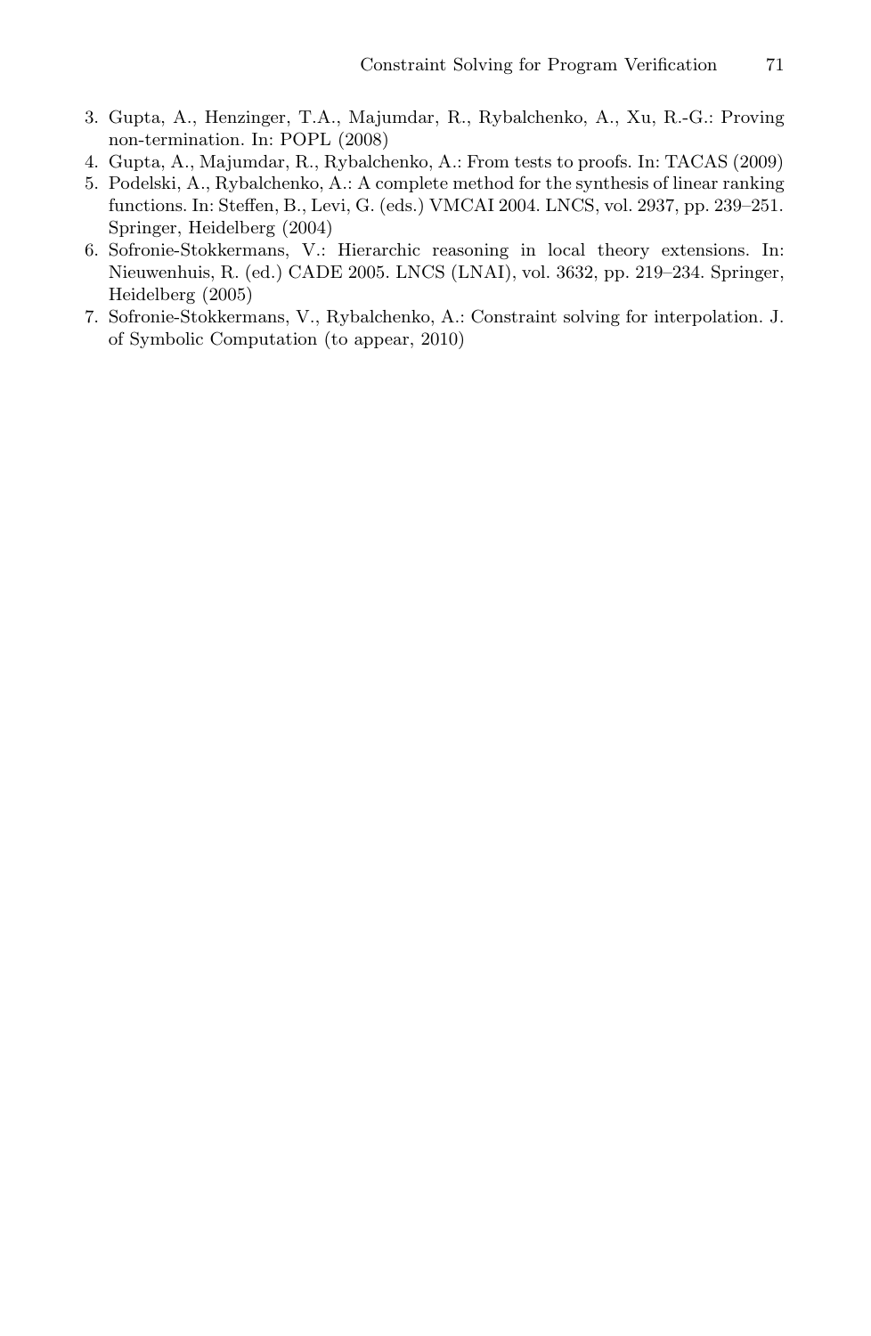3. Gupta, A., Henzinger, T.A., Majumdar, R., Rybalchenko, A., Xu, R.-G.: Proving non-termination. In: POPL (2008)
4. Gupta, A., Majumdar, R., Rybalchenko, A.: From tests to proofs. In: TACAS (2009)
5. Podelski, A., Rybalchenko, A.: A complete method for the synthesis of linear ranking functions. In: Steffen, B., Levi, G. (eds.) VMCAI 2004. LNCS, vol. 2937, pp. 239–251. Springer, Heidelberg (2004)
6. Sofronie-Stokkermans, V.: Hierarchic reasoning in local theory extensions. In: Nieuwenhuis, R. (ed.) CADE 2005. LNCS (LNAI), vol. 3632, pp. 219–234. Springer, Heidelberg (2005)
7. Sofronie-Stokkermans, V., Rybalchenko, A.: Constraint solving for interpolation. J. of Symbolic Computation (to appear, 2010)